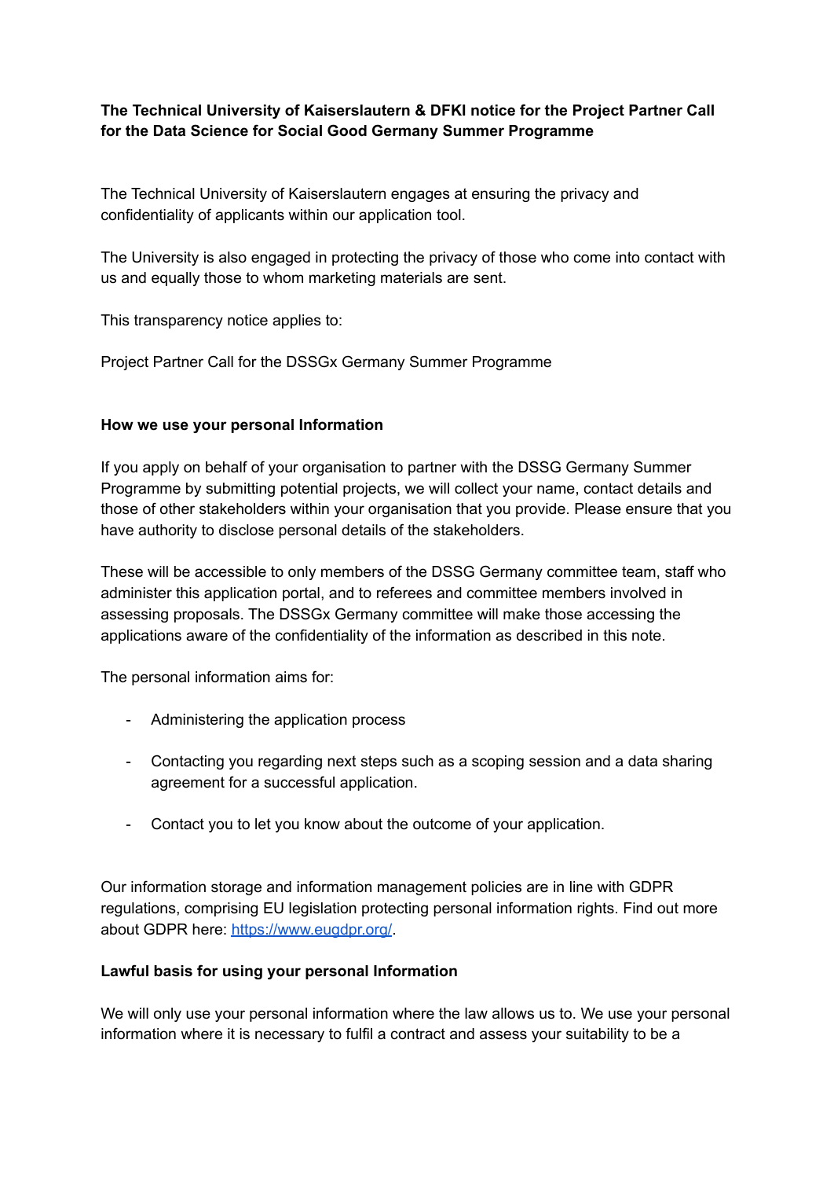**The Technical University of Kaiserslautern & DFKI notice for the Project Partner Call for the Data Science for Social Good Germany Summer Programme**

The Technical University of Kaiserslautern engages at ensuring the privacy and confidentiality of applicants within our application tool.

The University is also engaged in protecting the privacy of those who come into contact with us and equally those to whom marketing materials are sent.

This transparency notice applies to:

Project Partner Call for the DSSGx Germany Summer Programme

**How we use your personal Information**

If you apply on behalf of your organisation to partner with the DSSG Germany Summer Programme by submitting potential projects, we will collect your name, contact details and those of other stakeholders within your organisation that you provide. Please ensure that you have authority to disclose personal details of the stakeholders.

These will be accessible to only members of the DSSG Germany committee team, staff who administer this application portal, and to referees and committee members involved in assessing proposals. The DSSGx Germany committee will make those accessing the applications aware of the confidentiality of the information as described in this note.

The personal information aims for:

- Administering the application process
- Contacting you regarding next steps such as a scoping session and a data sharing agreement for a successful application.
- Contact you to let you know about the outcome of your application.

Our information storage and information management policies are in line with GDPR regulations, comprising EU legislation protecting personal information rights. Find out more about GDPR here: https://www.eugdpr.org/.

**Lawful basis for using your personal Information**

We will only use your personal information where the law allows us to. We use your personal information where it is necessary to fulfil a contract and assess your suitability to be a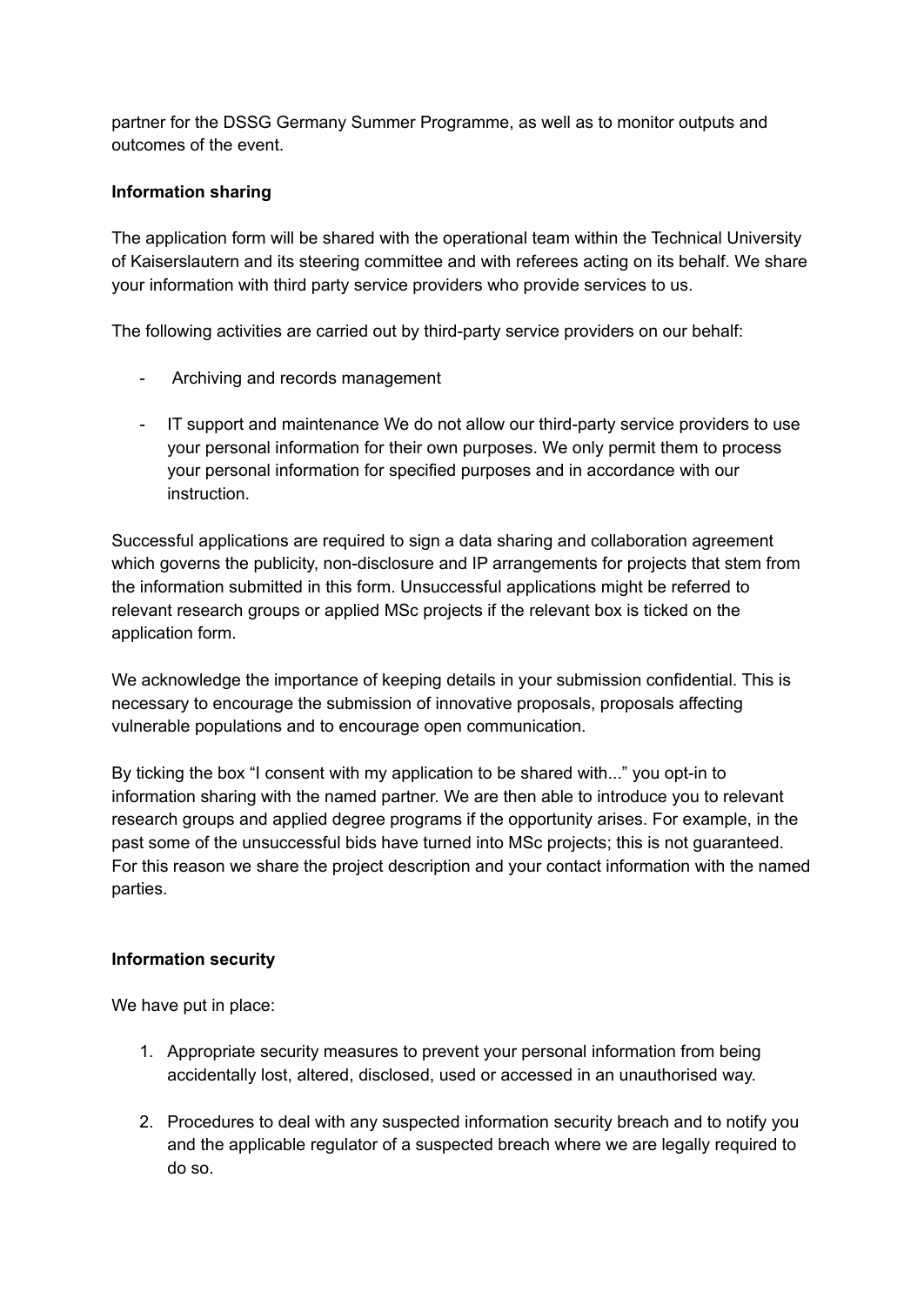partner for the DSSG Germany Summer Programme, as well as to monitor outputs and outcomes of the event.

**Information sharing**

The application form will be shared with the operational team within the Technical University of Kaiserslautern and its steering committee and with referees acting on its behalf. We share your information with third party service providers who provide services to us.

The following activities are carried out by third-party service providers on our behalf:

- Archiving and records management
- IT support and maintenance We do not allow our third-party service providers to use your personal information for their own purposes. We only permit them to process your personal information for specified purposes and in accordance with our instruction.

Successful applications are required to sign a data sharing and collaboration agreement which governs the publicity, non-disclosure and IP arrangements for projects that stem from the information submitted in this form. Unsuccessful applications might be referred to relevant research groups or applied MSc projects if the relevant box is ticked on the application form.

We acknowledge the importance of keeping details in your submission confidential. This is necessary to encourage the submission of innovative proposals, proposals affecting vulnerable populations and to encourage open communication.

By ticking the box "I consent with my application to be shared with..." you opt-in to information sharing with the named partner. We are then able to introduce you to relevant research groups and applied degree programs if the opportunity arises. For example, in the past some of the unsuccessful bids have turned into MSc projects; this is not guaranteed. For this reason we share the project description and your contact information with the named parties.

**Information security**

We have put in place:

1. Appropriate security measures to prevent your personal information from being accidentally lost, altered, disclosed, used or accessed in an unauthorised way.
2. Procedures to deal with any suspected information security breach and to notify you and the applicable regulator of a suspected breach where we are legally required to do so.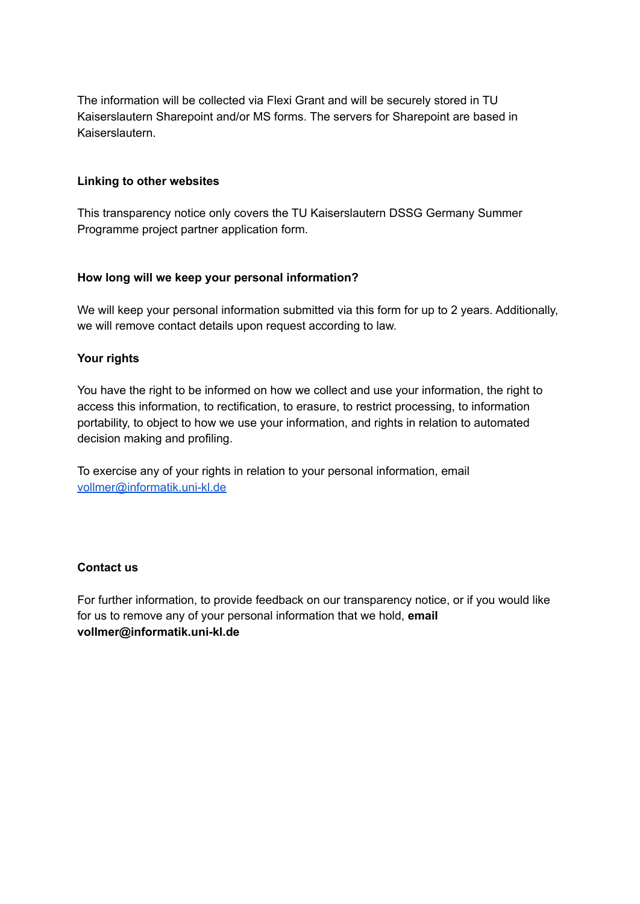The information will be collected via Flexi Grant and will be securely stored in TU Kaiserslautern Sharepoint and/or MS forms. The servers for Sharepoint are based in Kaiserslautern.

**Linking to other websites**

This transparency notice only covers the TU Kaiserslautern DSSG Germany Summer Programme project partner application form.

**How long will we keep your personal information?**

We will keep your personal information submitted via this form for up to 2 years. Additionally, we will remove contact details upon request according to law.

**Your rights**

You have the right to be informed on how we collect and use your information, the right to access this information, to rectification, to erasure, to restrict processing, to information portability, to object to how we use your information, and rights in relation to automated decision making and profiling.

To exercise any of your rights in relation to your personal information, email [vollmer@informatik.uni-kl.de](mailto:vollmer@informatik.uni-kl.de)

**Contact us**

For further information, to provide feedback on our transparency notice, or if you would like for us to remove any of your personal information that we hold, **email vollmer@informatik.uni-kl.de**